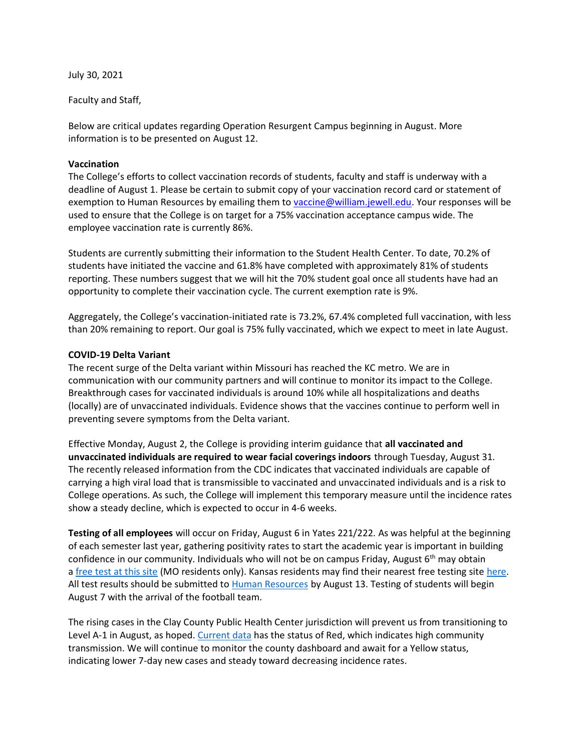July 30, 2021

Faculty and Staff,

Below are critical updates regarding Operation Resurgent Campus beginning in August. More information is to be presented on August 12.

**Vaccination**
The College's efforts to collect vaccination records of students, faculty and staff is underway with a deadline of August 1. Please be certain to submit copy of your vaccination record card or statement of exemption to Human Resources by emailing them to vaccine@william.jewell.edu. Your responses will be used to ensure that the College is on target for a 75% vaccination acceptance campus wide. The employee vaccination rate is currently 86%.

Students are currently submitting their information to the Student Health Center. To date, 70.2% of students have initiated the vaccine and 61.8% have completed with approximately 81% of students reporting. These numbers suggest that we will hit the 70% student goal once all students have had an opportunity to complete their vaccination cycle. The current exemption rate is 9%.

Aggregately, the College's vaccination-initiated rate is 73.2%, 67.4% completed full vaccination, with less than 20% remaining to report. Our goal is 75% fully vaccinated, which we expect to meet in late August.

**COVID-19 Delta Variant**
The recent surge of the Delta variant within Missouri has reached the KC metro. We are in communication with our community partners and will continue to monitor its impact to the College. Breakthrough cases for vaccinated individuals is around 10% while all hospitalizations and deaths (locally) are of unvaccinated individuals. Evidence shows that the vaccines continue to perform well in preventing severe symptoms from the Delta variant.

Effective Monday, August 2, the College is providing interim guidance that **all vaccinated and unvaccinated individuals are required to wear facial coverings indoors** through Tuesday, August 31. The recently released information from the CDC indicates that vaccinated individuals are capable of carrying a high viral load that is transmissible to vaccinated and unvaccinated individuals and is a risk to College operations. As such, the College will implement this temporary measure until the incidence rates show a steady decline, which is expected to occur in 4-6 weeks.

**Testing of all employees** will occur on Friday, August 6 in Yates 221/222. As was helpful at the beginning of each semester last year, gathering positivity rates to start the academic year is important in building confidence in our community. Individuals who will not be on campus Friday, August 6th may obtain a free test at this site (MO residents only). Kansas residents may find their nearest free testing site here. All test results should be submitted to Human Resources by August 13. Testing of students will begin August 7 with the arrival of the football team.

The rising cases in the Clay County Public Health Center jurisdiction will prevent us from transitioning to Level A-1 in August, as hoped. Current data has the status of Red, which indicates high community transmission. We will continue to monitor the county dashboard and await for a Yellow status, indicating lower 7-day new cases and steady toward decreasing incidence rates.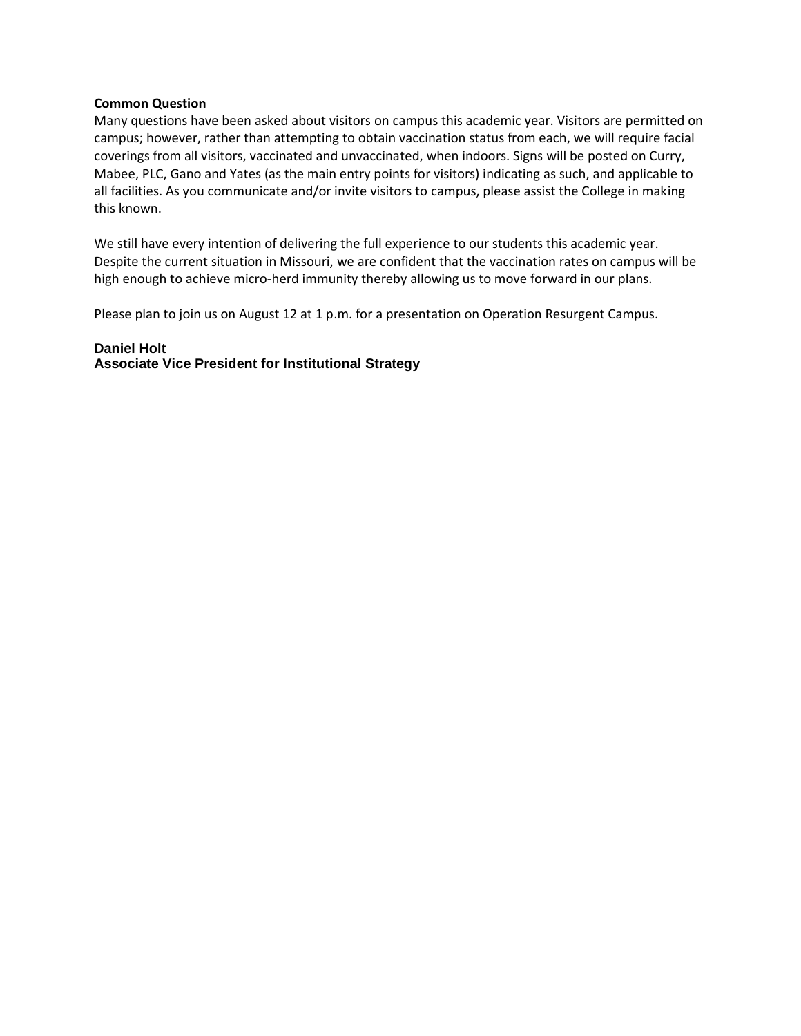**Common Question**

Many questions have been asked about visitors on campus this academic year. Visitors are permitted on campus; however, rather than attempting to obtain vaccination status from each, we will require facial coverings from all visitors, vaccinated and unvaccinated, when indoors. Signs will be posted on Curry, Mabee, PLC, Gano and Yates (as the main entry points for visitors) indicating as such, and applicable to all facilities. As you communicate and/or invite visitors to campus, please assist the College in making this known.

We still have every intention of delivering the full experience to our students this academic year. Despite the current situation in Missouri, we are confident that the vaccination rates on campus will be high enough to achieve micro-herd immunity thereby allowing us to move forward in our plans.

Please plan to join us on August 12 at 1 p.m. for a presentation on Operation Resurgent Campus.

**Daniel Holt**
**Associate Vice President for Institutional Strategy**